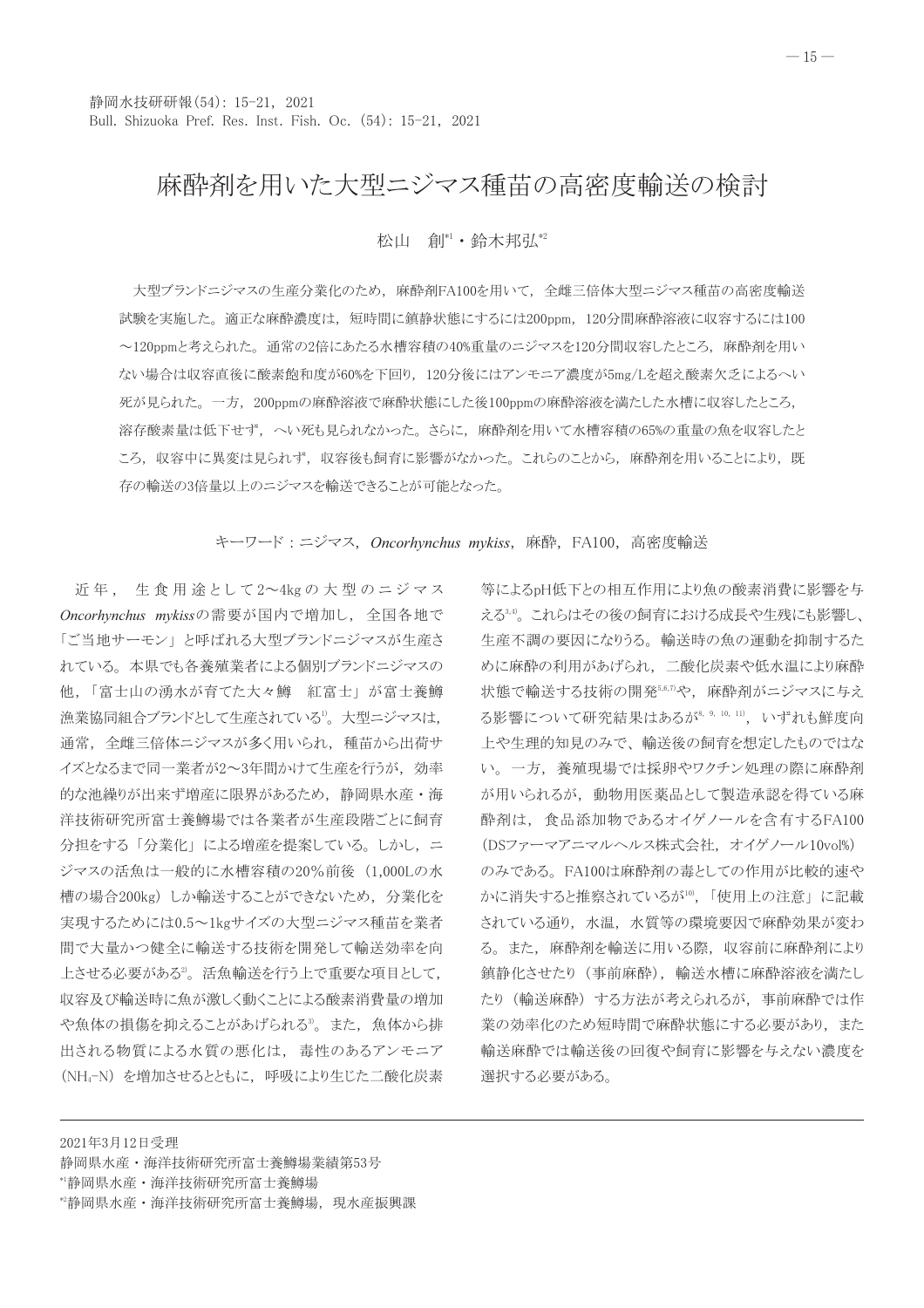# 麻酔剤を用いた大型ニジマス種苗の高密度輸送の検討

松山　創[*1]・鈴木邦弘[*2]

大型ブランドニジマスの生産分業化のため，麻酔剤FA100を用いて，全雌三倍体大型ニジマス種苗の高密度輸送試験を実施した。適正な麻酔濃度は，短時間に鎮静状態にするには200ppm，120分間麻酔溶液に収容するには100〜120ppmと考えられた。通常の2倍にあたる水槽容積の40%重量のニジマスを120分間収容したところ，麻酔剤を用いない場合は収容直後に酸素飽和度が60%を下回り，120分後にはアンモニア濃度が5mg/Lを超え酸素欠乏によるへい死が見られた。一方，200ppmの麻酔溶液で麻酔状態にした後100ppmの麻酔溶液を満たした水槽に収容したところ，溶存酸素量は低下せず，へい死も見られなかった。さらに，麻酔剤を用いて水槽容積の65%の重量の魚を収容したところ，収容中に異変は見られず，収容後も飼育に影響がなかった。これらのことから，麻酔剤を用いることにより，既存の輸送の3倍量以上のニジマスを輸送できることが可能となった。

キーワード：ニジマス，*Oncorhynchus mykiss*，麻酔，FA100，高密度輸送

近年，生食用途として2〜4kgの大型のニジマス*Oncorhynchus mykiss*の需要が国内で増加し，全国各地で「ご当地サーモン」と呼ばれる大型ブランドニジマスが生産されている。本県でも各養殖業者による個別ブランドニジマスの他，「富士山の湧水が育てた大々鱒　紅富士」が富士養鱒漁業協同組合ブランドとして生産されている[1]。大型ニジマスは，通常，全雌三倍体ニジマスが多く用いられ，種苗から出荷サイズとなるまで同一業者が2〜3年間かけて生産を行うが，効率的な池繰りが出来ず増産に限界があるため，静岡県水産・海洋技術研究所富士養鱒場では各業者が生産段階ごとに飼育分担をする「分業化」による増産を提案している。しかし，ニジマスの活魚は一般的に水槽容積の20%前後（1,000Lの水槽の場合200kg）しか輸送することができないため，分業化を実現するためには0.5〜1kgサイズの大型ニジマス種苗を業者間で大量かつ健全に輸送する技術を開発して輸送効率を向上させる必要がある[2]。活魚輸送を行う上で重要な項目として，収容及び輸送時に魚が激しく動くことによる酸素消費量の増加や魚体の損傷を抑えることがあげられる[3]。また，魚体から排出される物質による水質の悪化は，毒性のあるアンモニア（$NH_4$-N）を増加させるとともに，呼吸により生じた二酸化炭素等によるpH低下との相互作用により魚の酸素消費に影響を与える[3,4]。これらはその後の飼育における成長や生残にも影響し，生産不調の要因になりうる。輸送時の魚の運動を抑制するために麻酔の利用があげられ，二酸化炭素や低水温により麻酔状態で輸送する技術の開発[5,6,7]や，麻酔剤がニジマスに与える影響について研究結果はあるが[8,9,10,11]，いずれも鮮度向上や生理的知見のみで，輸送後の飼育を想定したものではない。一方，養殖現場では採卵やワクチン処理の際に麻酔剤が用いられるが，動物用医薬品として製造承認を得ている麻酔剤は，食品添加物であるオイゲノールを含有するFA100（DSファーマアニマルヘルス株式会社，オイゲノール10vol%）のみである。FA100は麻酔剤の毒としての作用が比較的速やかに消失すると推察されているが[10]，「使用上の注意」に記載されている通り，水温，水質等の環境要因で麻酔効果が変わる。また，麻酔剤を輸送に用いる際，収容前に麻酔剤により鎮静化させたり（事前麻酔），輸送水槽に麻酔溶液を満たしたり（輸送麻酔）する方法が考えられるが，事前麻酔では作業の効率化のため短時間で麻酔状態にする必要があり，また輸送麻酔では輸送後の回復や飼育に影響を与えない濃度を選択する必要がある。

---

2021年3月12日受理
静岡県水産・海洋技術研究所富士養鱒場業績第53号
[*1]静岡県水産・海洋技術研究所富士養鱒場
[*2]静岡県水産・海洋技術研究所富士養鱒場，現水産振興課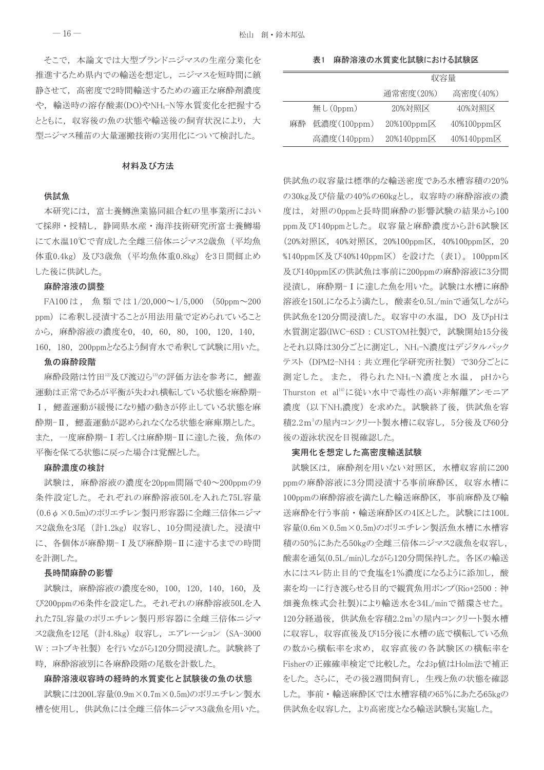そこで，本論文では大型ブランドニジマスの生産分業化を推進するため県内での輸送を想定し，ニジマスを短時間に鎮静させて，高密度で2時間輸送するための適正な麻酔剤濃度や，輸送時の溶存酸素(DO)や$NH_4$-N等水質変化を把握するとともに，収容後の魚の状態や輸送後の飼育状況により，大型ニジマス種苗の大量運搬技術の実用化について検討した。

## 材料及び方法

### 供試魚

本研究には，富士養鱒漁業協同組合虹の里事業所において採卵・授精し，静岡県水産・海洋技術研究所富士養鱒場にて水温10℃で育成した全雌三倍体ニジマス2歳魚（平均魚体重0.4kg）及び3歳魚（平均魚体重0.8kg）を3日間餌止めした後に供試した。

### 麻酔溶液の調整

FA100は，魚類では1/20,000～1/5,000（50ppm～200ppm）に希釈し浸漬することが用法用量で定められていることから，麻酔溶液の濃度を0，40，60，80，100，120，140，160，180，200ppmとなるよう飼育水で希釈して試験に用いた。

### 魚の麻酔段階

麻酔段階は竹田[12]及び渡辺ら[13]の評価方法を参考に，鰓蓋運動は正常であるが平衡が失われ横転している状態を麻酔期-Ⅰ，鰓蓋運動が緩慢になり鰭の動きが停止している状態を麻酔期-Ⅱ，鰓蓋運動が認められなくなる状態を麻痺期とした。また，一度麻酔期-Ⅰ若しくは麻酔期-Ⅱに達した後，魚体の平衡を保てる状態に戻った場合は覚醒とした。

### 麻酔濃度の検討

試験は，麻酔溶液の濃度を20ppm間隔で40～200ppmの9条件設定した。それぞれの麻酔溶液50Lを入れた75L容量（0.6φ×0.5m）のポリエチレン製円形容器に全雌三倍体ニジマス2歳魚を3尾（計1.2kg）収容し、10分間浸漬した。浸漬中に、各個体が麻酔期-Ⅰ及び麻酔期-Ⅱに達するまでの時間を計測した。

### 長時間麻酔の影響

試験は，麻酔溶液の濃度を80，100，120，140，160，及び200ppmの6条件を設定した。それぞれの麻酔溶液50Lを入れた75L容量のポリエチレン製円形容器に全雌三倍体ニジマス2歳魚を12尾（計4.8kg）収容し，エアレーション（SA-3000W：コトブキ社製）を行いながら120分間浸漬した。試験終了時，麻酔溶液別に各麻酔段階の尾数を計数した。

### 麻酔溶液収容時の経時的水質変化と試験後の魚の状態

試験には200L容量(0.9m×0.7m×0.5m)のポリエチレン製水槽を使用し，供試魚には全雌三倍体ニジマス3歳魚を用いた。

表1　麻酔溶液の水質変化試験における試験区

| | | 収容量 | |
|---|---|---|---|
| | | 通常密度(20%) | 高密度(40%) |
| | 無し(0ppm) | 20%対照区 | 40%対照区 |
| 麻酔 | 低濃度(100ppm) | 20%100ppm区 | 40%100ppm区 |
| | 高濃度(140ppm) | 20%140ppm区 | 40%140ppm区 |

供試魚の収容量は標準的な輸送密度である水槽容積の20%の30kg及び倍量の40%の60kgとし，収容時の麻酔溶液の濃度は，対照の0ppmと長時間麻酔の影響試験の結果から100ppm及び140ppmとした。収容量と麻酔濃度から計6試験区（20%対照区，40%対照区，20%100ppm区，40%100ppm区，20%140ppm区及び40%140ppm区）を設けた（表1）。100ppm区及び140ppm区の供試魚は事前に200ppmの麻酔溶液に3分間浸漬し，麻酔期-Ⅰに達した魚を用いた。試験は水槽に麻酔溶液を150Lになるよう満たし，酸素を0.5L/minで通気しながら供試魚を120分間浸漬した。収容中の水温，DO 及びpHは水質測定器(IWC-6SD：CUSTOM社製)で，試験開始15分後とそれ以降は30分ごとに測定し，$NH_4$-N濃度はデジタルパックテスト（DPM2-NH4：共立理化学研究所社製）で30分ごとに測定した。また，得られた$NH_4$-N濃度と水温，pHからThurston et al[14]に従い水中で毒性の高い非解離アンモニア濃度（以下$NH_3$濃度）を求めた。試験終了後，供試魚を容積2.2m$^3$の屋内コンクリート製水槽に収容し，5分後及び60分後の遊泳状況を目視確認した。

### 実用化を想定した高密度輸送試験

試験区は，麻酔剤を用いない対照区，水槽収容前に200ppmの麻酔溶液に3分間浸漬する事前麻酔区，収容水槽に100ppmの麻酔溶液を満たした輸送麻酔区，事前麻酔及び輸送麻酔を行う事前・輸送麻酔区の4区とした。試験には100L容量(0.6m×0.5m×0.5m)のポリエチレン製活魚水槽に水槽容積の50%にあたる50kgの全雌三倍体ニジマス2歳魚を収容し，酸素を通気(0.5L/min)しながら120分間保持した。各区の輸送水にはスレ防止目的で食塩を1%濃度になるように添加し，酸素を均一に行き渡らせる目的で観賞魚用ポンプ(Rio+2500：神畑養魚株式会社製)により輸送水を34L/minで循環させた。120分経過後，供試魚を容積2.2m$^3$の屋内コンクリート製水槽に収容し，収容直後及び15分後に水槽の底で横転している魚の数から横転率を求め，収容直後の各試験区の横転率をFisherの正確確率検定で比較した。なおp値はHolm法で補正をした。さらに，その後2週間飼育し，生残と魚の状態を確認した。事前・輸送麻酔区では水槽容積の65%にあたる65kgの供試魚を収容した，より高密度となる輸送試験も実施した。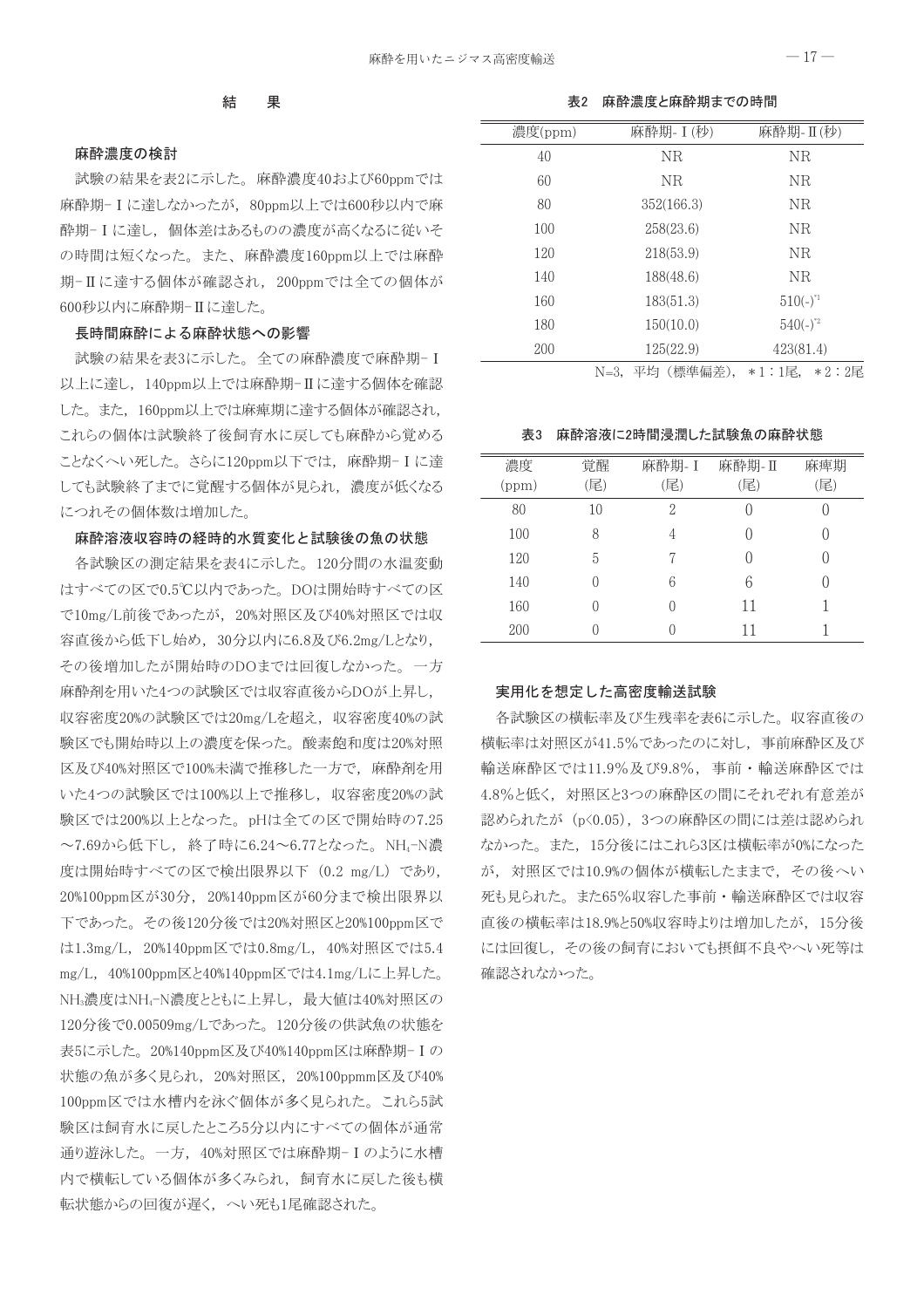## 結　果

### 麻酔濃度の検討

試験の結果を表2に示した。麻酔濃度40および60ppmでは麻酔期-Ⅰに達しなかったが，80ppm以上では600秒以内で麻酔期-Ⅰに達し，個体差はあるものの濃度が高くなるに従いその時間は短くなった。また、麻酔濃度160ppm以上では麻酔期-Ⅱに達する個体が確認され，200ppmでは全ての個体が600秒以内に麻酔期-Ⅱに達した。

### 長時間麻酔による麻酔状態への影響

試験の結果を表3に示した。全ての麻酔濃度で麻酔期-Ⅰ以上に達し，140ppm以上では麻酔期-Ⅱに達する個体を確認した。また，160ppm以上では麻痺期に達する個体が確認され，これらの個体は試験終了後飼育水に戻しても麻酔から覚めることなくへい死した。さらに120ppm以下では，麻酔期-Ⅰに達しても試験終了までに覚醒する個体が見られ，濃度が低くなるにつれその個体数は増加した。

### 麻酔溶液収容時の経時的水質変化と試験後の魚の状態

各試験区の測定結果を表4に示した。120分間の水温変動はすべての区で0.5℃以内であった。DOは開始時すべての区で10mg/L前後であったが，20%対照区及び40%対照区では収容直後から低下し始め，30分以内に6.8及び6.2mg/Lとなり，その後増加したが開始時のDOまでは回復しなかった。一方麻酔剤を用いた4つの試験区では収容直後からDOが上昇し，収容密度20%の試験区では20mg/Lを超え，収容密度40%の試験区でも開始時以上の濃度を保った。酸素飽和度は20%対照区及び40%対照区で100%未満で推移した一方で，麻酔剤を用いた4つの試験区では100%以上で推移し，収容密度20%の試験区では200%以上となった。pHは全ての区で開始時の7.25～7.69から低下し，終了時に6.24～6.77となった。$NH_4$-N濃度は開始時すべての区で検出限界以下（0.2 mg/L）であり，20%100ppm区が30分，20%140ppm区が60分まで検出限界以下であった。その後120分後では20%対照区と20%100ppm区では1.3mg/L，20%140ppm区では0.8mg/L，40%対照区では5.4 mg/L，40%100ppm区と40%140ppm区では4.1mg/Lに上昇した。$NH_3$濃度は$NH_4$-N濃度とともに上昇し，最大値は40%対照区の120分後で0.00509mg/Lであった。120分後の供試魚の状態を表5に示した。20%140ppm区及び40%140ppm区は麻酔期-Ⅰの状態の魚が多く見られ，20%対照区，20%100ppmm区及び40% 100ppm区では水槽内を泳ぐ個体が多く見られた。これら5試験区は飼育水に戻したところ5分以内にすべての個体が通常通り遊泳した。一方，40%対照区では麻酔期-Ⅰのように水槽内で横転している個体が多くみられ，飼育水に戻した後も横転状態からの回復が遅く，へい死も1尾確認された。

表2　麻酔濃度と麻酔期までの時間

| 濃度(ppm) | 麻酔期-Ⅰ(秒) | 麻酔期-Ⅱ(秒) |
|---|---|---|
| 40 | NR | NR |
| 60 | NR | NR |
| 80 | 352(166.3) | NR |
| 100 | 258(23.6) | NR |
| 120 | 218(53.9) | NR |
| 140 | 188(48.6) | NR |
| 160 | 183(51.3) | 510(-)*1 |
| 180 | 150(10.0) | 540(-)*2 |
| 200 | 125(22.9) | 423(81.4) |

N=3，平均（標準偏差），＊1：1尾，＊2：2尾

表3　麻酔溶液に2時間浸潤した試験魚の麻酔状態

| 濃度(ppm) | 覚醒(尾) | 麻酔期-Ⅰ(尾) | 麻酔期-Ⅱ(尾) | 麻痺期(尾) |
|---|---|---|---|---|
| 80 | 10 | 2 | 0 | 0 |
| 100 | 8 | 4 | 0 | 0 |
| 120 | 5 | 7 | 0 | 0 |
| 140 | 0 | 6 | 6 | 0 |
| 160 | 0 | 0 | 11 | 1 |
| 200 | 0 | 0 | 11 | 1 |

### 実用化を想定した高密度輸送試験

各試験区の横転率及び生残率を表6に示した。収容直後の横転率は対照区が41.5%であったのに対し，事前麻酔区及び輸送麻酔区では11.9%及び9.8%，事前・輸送麻酔区では4.8%と低く，対照区と3つの麻酔区の間にそれぞれ有意差が認められたが（$p<0.05$），3つの麻酔区の間には差は認められなかった。また，15分後にはこれら3区は横転率が0%になったが，対照区では10.9%の個体が横転したままで，その後へい死も見られた。また65%収容した事前・輸送麻酔区では収容直後の横転率は18.9%と50%収容時よりは増加したが，15分後には回復し，その後の飼育においても摂餌不良やへい死等は確認されなかった。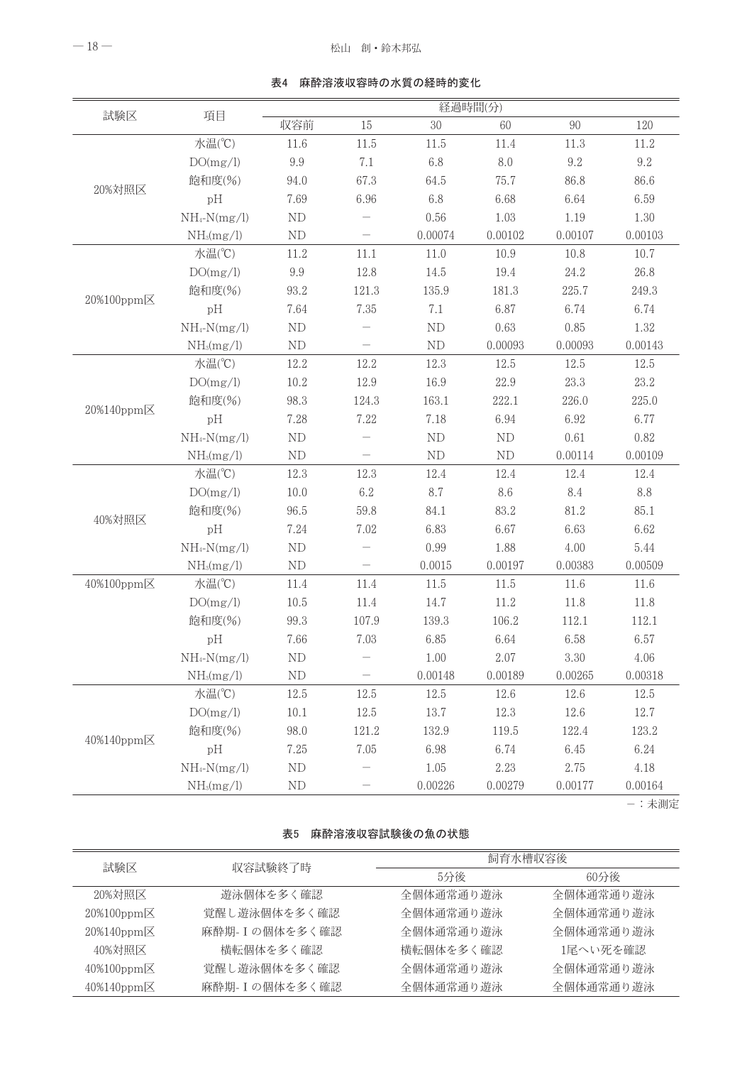**表4　麻酔溶液収容時の水質の経時的変化**

| 試験区 | 項目 | 経過時間(分) | | | | | |
|---|---|---|---|---|---|---|---|
| | | 収容前 | 15 | 30 | 60 | 90 | 120 |
| 20%対照区 | 水温(℃) | 11.6 | 11.5 | 11.5 | 11.4 | 11.3 | 11.2 |
| | DO(mg/l) | 9.9 | 7.1 | 6.8 | 8.0 | 9.2 | 9.2 |
| | 飽和度(%) | 94.0 | 67.3 | 64.5 | 75.7 | 86.8 | 86.6 |
| | pH | 7.69 | 6.96 | 6.8 | 6.68 | 6.64 | 6.59 |
| | $NH_4$-N(mg/l) | ND | — | 0.56 | 1.03 | 1.19 | 1.30 |
| | $NH_3$(mg/l) | ND | — | 0.00074 | 0.00102 | 0.00107 | 0.00103 |
| 20%100ppm区 | 水温(℃) | 11.2 | 11.1 | 11.0 | 10.9 | 10.8 | 10.7 |
| | DO(mg/l) | 9.9 | 12.8 | 14.5 | 19.4 | 24.2 | 26.8 |
| | 飽和度(%) | 93.2 | 121.3 | 135.9 | 181.3 | 225.7 | 249.3 |
| | pH | 7.64 | 7.35 | 7.1 | 6.87 | 6.74 | 6.74 |
| | $NH_4$-N(mg/l) | ND | — | ND | 0.63 | 0.85 | 1.32 |
| | $NH_3$(mg/l) | ND | — | ND | 0.00093 | 0.00093 | 0.00143 |
| 20%140ppm区 | 水温(℃) | 12.2 | 12.2 | 12.3 | 12.5 | 12.5 | 12.5 |
| | DO(mg/l) | 10.2 | 12.9 | 16.9 | 22.9 | 23.3 | 23.2 |
| | 飽和度(%) | 98.3 | 124.3 | 163.1 | 222.1 | 226.0 | 225.0 |
| | pH | 7.28 | 7.22 | 7.18 | 6.94 | 6.92 | 6.77 |
| | $NH_4$-N(mg/l) | ND | — | ND | ND | 0.61 | 0.82 |
| | $NH_3$(mg/l) | ND | — | ND | ND | 0.00114 | 0.00109 |
| 40%対照区 | 水温(℃) | 12.3 | 12.3 | 12.4 | 12.4 | 12.4 | 12.4 |
| | DO(mg/l) | 10.0 | 6.2 | 8.7 | 8.6 | 8.4 | 8.8 |
| | 飽和度(%) | 96.5 | 59.8 | 84.1 | 83.2 | 81.2 | 85.1 |
| | pH | 7.24 | 7.02 | 6.83 | 6.67 | 6.63 | 6.62 |
| | $NH_4$-N(mg/l) | ND | — | 0.99 | 1.88 | 4.00 | 5.44 |
| | $NH_3$(mg/l) | ND | — | 0.0015 | 0.00197 | 0.00383 | 0.00509 |
| 40%100ppm区 | 水温(℃) | 11.4 | 11.4 | 11.5 | 11.5 | 11.6 | 11.6 |
| | DO(mg/l) | 10.5 | 11.4 | 14.7 | 11.2 | 11.8 | 11.8 |
| | 飽和度(%) | 99.3 | 107.9 | 139.3 | 106.2 | 112.1 | 112.1 |
| | pH | 7.66 | 7.03 | 6.85 | 6.64 | 6.58 | 6.57 |
| | $NH_4$-N(mg/l) | ND | — | 1.00 | 2.07 | 3.30 | 4.06 |
| | $NH_3$(mg/l) | ND | — | 0.00148 | 0.00189 | 0.00265 | 0.00318 |
| 40%140ppm区 | 水温(℃) | 12.5 | 12.5 | 12.5 | 12.6 | 12.6 | 12.5 |
| | DO(mg/l) | 10.1 | 12.5 | 13.7 | 12.3 | 12.6 | 12.7 |
| | 飽和度(%) | 98.0 | 121.2 | 132.9 | 119.5 | 122.4 | 123.2 |
| | pH | 7.25 | 7.05 | 6.98 | 6.74 | 6.45 | 6.24 |
| | $NH_4$-N(mg/l) | ND | — | 1.05 | 2.23 | 2.75 | 4.18 |
| | $NH_3$(mg/l) | ND | — | 0.00226 | 0.00279 | 0.00177 | 0.00164 |

—：未測定

**表5　麻酔溶液収容試験後の魚の状態**

| 試験区 | 収容試験終了時 | 飼育水槽収容後 | |
|---|---|---|---|
| | | 5分後 | 60分後 |
| 20%対照区 | 遊泳個体を多く確認 | 全個体通常通り遊泳 | 全個体通常通り遊泳 |
| 20%100ppm区 | 覚醒し遊泳個体を多く確認 | 全個体通常通り遊泳 | 全個体通常通り遊泳 |
| 20%140ppm区 | 麻酔期-Ⅰの個体を多く確認 | 全個体通常通り遊泳 | 全個体通常通り遊泳 |
| 40%対照区 | 横転個体を多く確認 | 横転個体を多く確認 | 1尾へい死を確認 |
| 40%100ppm区 | 覚醒し遊泳個体を多く確認 | 全個体通常通り遊泳 | 全個体通常通り遊泳 |
| 40%140ppm区 | 麻酔期-Ⅰの個体を多く確認 | 全個体通常通り遊泳 | 全個体通常通り遊泳 |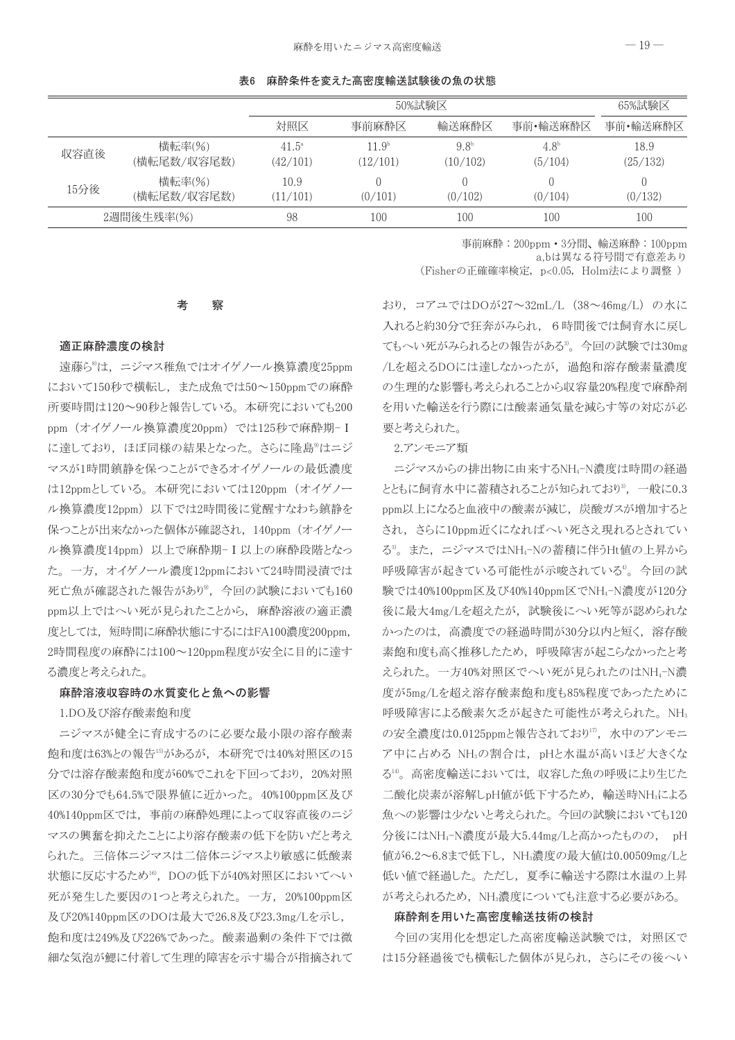**表6　麻酔条件を変えた高密度輸送試験後の魚の状態**

| | | 50%試験区 | | | | 65%試験区 |
|---|---|---|---|---|---|---|
| | | 対照区 | 事前麻酔区 | 輸送麻酔区 | 事前・輸送麻酔区 | 事前・輸送麻酔区 |
| 収容直後 | 横転率(%)<br>(横転尾数/収容尾数) | 41.5[a]<br>(42/101) | 11.9[b]<br>(12/101) | 9.8[b]<br>(10/102) | 4.8[b]<br>(5/104) | 18.9<br>(25/132) |
| 15分後 | 横転率(%)<br>(横転尾数/収容尾数) | 10.9<br>(11/101) | 0<br>(0/101) | 0<br>(0/102) | 0<br>(0/104) | 0<br>(0/132) |
| 2週間後生残率(%) | | 98 | 100 | 100 | 100 | 100 |

事前麻酔：200ppm・3分間、輸送麻酔：100ppm
a,bは異なる符号間で有意差あり
（Fisherの正確確率検定，$p<0.05$，Holm法により調整 ）

## 考　　察

### 適正麻酔濃度の検討

遠藤ら[8]は，ニジマス稚魚ではオイゲノール換算濃度25ppmにおいて150秒で横転し，また成魚では50～150ppmでの麻酔所要時間は120～90秒と報告している。本研究においても200 ppm（オイゲノール換算濃度20ppm）では125秒で麻酔期-Ｉに達しており，ほぼ同様の結果となった。さらに隆島[9]はニジマスが1時間鎮静を保つことができるオイゲノールの最低濃度は12ppmとしている。本研究においては120ppm（オイゲノール換算濃度12ppm）以下では2時間後に覚醒すなわち鎮静を保つことが出来なかった個体が確認され，140ppm（オイゲノール換算濃度14ppm）以上で麻酔期-Ｉ以上の麻酔段階となった。一方，オイゲノール濃度12ppmにおいて24時間浸漬では死亡魚が確認された報告があり[9]，今回の試験においても160 ppm以上ではへい死が見られたことから，麻酔溶液の適正濃度としては，短時間に麻酔状態にするにはFA100濃度200ppm，2時間程度の麻酔には100～120ppm程度が安全に目的に達する濃度と考えられた。

### 麻酔溶液収容時の水質変化と魚への影響

1.DO及び溶存酸素飽和度

ニジマスが健全に育成するのに必要な最小限の溶存酸素飽和度は63%との報告[15]があるが，本研究では40%対照区の15分では溶存酸素飽和度が60%でこれを下回っており，20%対照区の30分でも64.5%で限界値に近かった。40%100ppm区及び40%140ppm区では，事前の麻酔処理によって収容直後のニジマスの興奮を抑えたことにより溶存酸素の低下を防いだと考えられた。三倍体ニジマスは二倍体ニジマスより敏感に低酸素状態に反応するため[16]，DOの低下が40%対照区においてへい死が発生した要因の1つと考えられた。一方，20%100ppm区及び20%140ppm区のDOは最大で26.8及び23.3mg/Lを示し，飽和度は249%及び226%であった。酸素過剰の条件下では微細な気泡が鰓に付着して生理的障害を示す場合が指摘されており，コアユではDOが27～32mL/L（38～46mg/L）の水に入れると約30分で狂奔がみられ，6時間後では飼育水に戻してもへい死がみられるとの報告がある[3]。今回の試験では30mg/Lを超えるDOには達しなかったが，過飽和溶存酸素量濃度の生理的な影響も考えられることから収容量20%程度で麻酔剤を用いた輸送を行う際には酸素通気量を減らす等の対応が必要と考えられた。

2.アンモニア類

ニジマスからの排出物に由来する$NH_4$-N濃度は時間の経過とともに飼育水中に蓄積されることが知られており[3]，一般に0.3 ppm以上になると血液中の酸素が減じ，炭酸ガスが増加するとされ，さらに10ppm近くになればへい死さえ現れるとされている[3]。また，ニジマスでは$NH_4$-Nの蓄積に伴うHt値の上昇から呼吸障害が起きている可能性が示唆されている[4]。今回の試験では40%100ppm区及び40%140ppm区で$NH_4$-N濃度が120分後に最大4mg/Lを超えたが，試験後にへい死等が認められなかったのは，高濃度での経過時間が30分以内と短く，溶存酸素飽和度も高く推移したため，呼吸障害が起こらなかったと考えられた。一方40%対照区でへい死が見られたのは$NH_4$-N濃度が5mg/Lを超え溶存酸素飽和度も85%程度であったために呼吸障害による酸素欠乏が起きた可能性が考えられた。$NH_3$の安全濃度は0.0125ppmと報告されており[17]，水中のアンモニア中に占める $NH_3$の割合は，pHと水温が高いほど大きくなる[14]。高密度輸送においては，収容した魚の呼吸により生じた二酸化炭素が溶解しpH値が低下するため，輸送時$NH_3$による魚への影響は少ないと考えられた。今回の試験においても120分後には$NH_4$-N濃度が最大5.44mg/Lと高かったものの，pH値が6.2～6.8まで低下し，$NH_3$濃度の最大値は0.00509mg/Lと低い値で経過した。ただし，夏季に輸送する際は水温の上昇が考えられるため，$NH_3$濃度についても注意する必要がある。

### 麻酔剤を用いた高密度輸送技術の検討

今回の実用化を想定した高密度輸送試験では，対照区では15分経過後でも横転した個体が見られ，さらにその後へい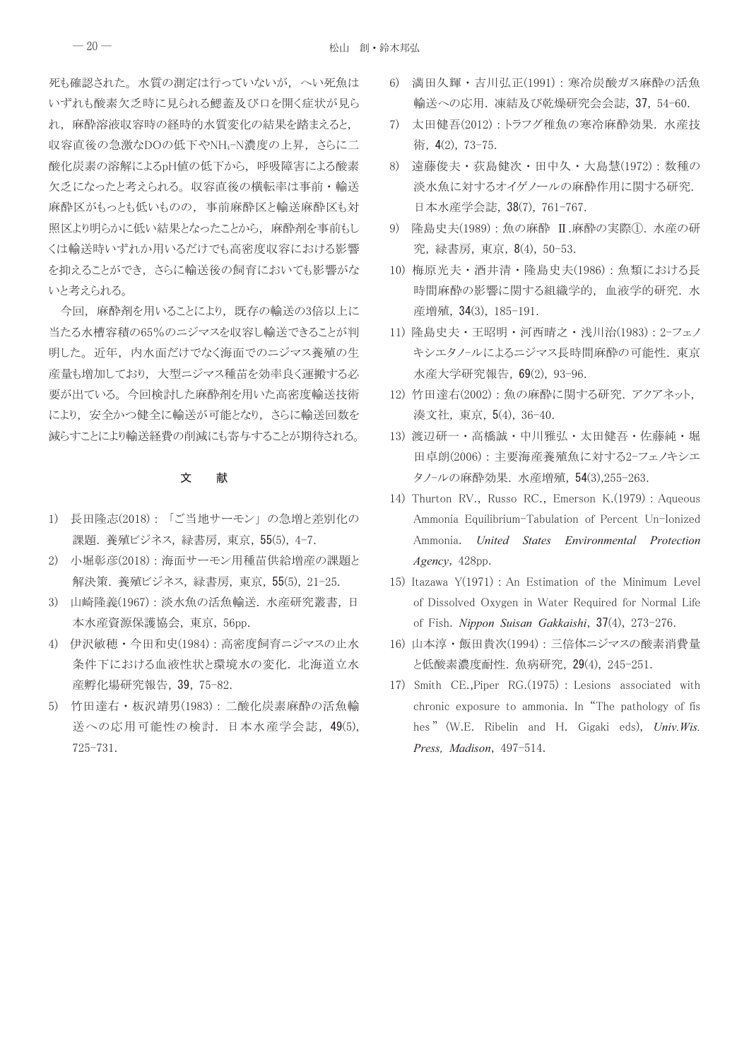死も確認された。水質の測定は行っていないが，へい死魚はいずれも酸素欠乏時に見られる鰓蓋及び口を開く症状が見られ，麻酔溶液収容時の経時的水質変化の結果を踏まえると，収容直後の急激なDOの低下や$NH_4$-N濃度の上昇，さらに二酸化炭素の溶解によるpH値の低下から，呼吸障害による酸素欠乏になったと考えられる。収容直後の横転率は事前・輸送麻酔区がもっとも低いものの，事前麻酔区と輸送麻酔区も対照区より明らかに低い結果となったことから，麻酔剤を事前もしくは輸送時いずれか用いるだけでも高密度収容における影響を抑えることができ，さらに輸送後の飼育においても影響がないと考えられる。

今回，麻酔剤を用いることにより，既存の輸送の3倍以上に当たる水槽容積の65%のニジマスを収容し輸送できることが判明した。近年，内水面だけでなく海面でのニジマス養殖の生産量も増加しており，大型ニジマス種苗を効率良く運搬する必要が出ている。今回検討した麻酔剤を用いた高密度輸送技術により，安全かつ健全に輸送が可能となり，さらに輸送回数を減らすことにより輸送経費の削減にも寄与することが期待される。

## 文　献

1) 長田隆志(2018)：「ご当地サーモン」の急増と差別化の課題．養殖ビジネス，緑書房，東京，**55**(5)，4-7.
2) 小堀彰彦(2018)：海面サーモン用種苗供給増産の課題と解決策．養殖ビジネス，緑書房，東京，**55**(5)，21-25.
3) 山崎隆義(1967)：淡水魚の活魚輸送．水産研究叢書，日本水産資源保護協会，東京，56pp.
4) 伊沢敏穂・今田和史(1984)：高密度飼育ニジマスの止水条件下における血液性状と環境水の変化．北海道立水産孵化場研究報告，**39**，75-82.
5) 竹田達右・板沢靖男(1983)：二酸化炭素麻酔の活魚輸送への応用可能性の検討．日本水産学会誌，**49**(5)，725-731.
6) 満田久輝・吉川弘正(1991)：寒冷炭酸ガス麻酔の活魚輸送への応用．凍結及び乾燥研究会会誌，**37**，54-60.
7) 太田健吾(2012)：トラフグ稚魚の寒冷麻酔効果．水産技術，**4**(2)，73-75.
8) 遠藤俊夫・荻島健次・田中久・大島慧(1972)：数種の淡水魚に対するオイゲノールの麻酔作用に関する研究．日本水産学会誌，**38**(7)，761-767.
9) 隆島史夫(1989)：魚の麻酔 Ⅱ.麻酔の実際①．水産の研究，緑書房，東京，**8**(4)，50-53.
10) 梅原光夫・酒井清・隆島史夫(1986)：魚類における長時間麻酔の影響に関する組織学的，血液学的研究．水産増殖，**34**(3)，185-191.
11) 隆島史夫・王昭明・河西晴之・浅川治(1983)：2-フェノキシエタノールによるニジマス長時間麻酔の可能性．東京水産大学研究報告，**69**(2)，93-96.
12) 竹田達右(2002)：魚の麻酔に関する研究．アクアネット，湊文社，東京，**5**(4)，36-40.
13) 渡辺研一・高橋誠・中川雅弘・太田健吾・佐藤純・堀田卓朗(2006)：主要海産養殖魚に対する2-フェノキシエタノールの麻酔効果．水産増殖，**54**(3),255-263.
14) Thurton RV., Russo RC., Emerson K.(1979)：Aqueous Ammonia Equilibrium-Tabulation of Percent Un-Ionized Ammonia. *United States Environmental Protection Agency*, 428pp.
15) Itazawa Y(1971)：An Estimation of the Minimum Level of Dissolved Oxygen in Water Required for Normal Life of Fish. *Nippon Suisan Gakkaishi*, **37**(4), 273-276.
16) 山本淳・飯田貴次(1994)：三倍体ニジマスの酸素消費量と低酸素濃度耐性．魚病研究，**29**(4)，245-251.
17) Smith CE.,Piper RG.(1975)：Lesions associated with chronic exposure to ammonia. In "The pathology of fishes" (W.E. Ribelin and H. Gigaki eds), *Univ.Wis. Press, Madison*, 497-514.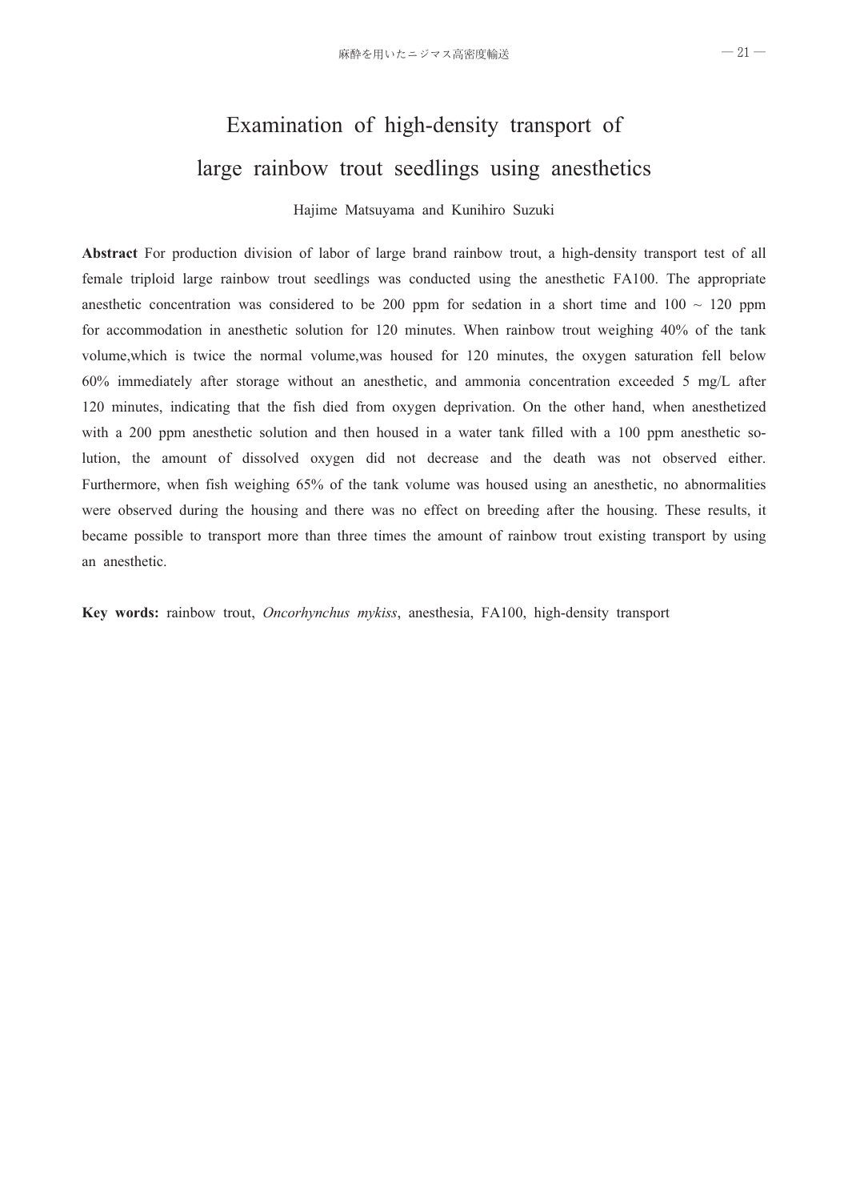# Examination of high-density transport of large rainbow trout seedlings using anesthetics

Hajime Matsuyama and Kunihiro Suzuki

**Abstract** For production division of labor of large brand rainbow trout, a high-density transport test of all female triploid large rainbow trout seedlings was conducted using the anesthetic FA100. The appropriate anesthetic concentration was considered to be 200 ppm for sedation in a short time and 100 ~ 120 ppm for accommodation in anesthetic solution for 120 minutes. When rainbow trout weighing 40% of the tank volume,which is twice the normal volume,was housed for 120 minutes, the oxygen saturation fell below 60% immediately after storage without an anesthetic, and ammonia concentration exceeded 5 mg/L after 120 minutes, indicating that the fish died from oxygen deprivation. On the other hand, when anesthetized with a 200 ppm anesthetic solution and then housed in a water tank filled with a 100 ppm anesthetic solution, the amount of dissolved oxygen did not decrease and the death was not observed either. Furthermore, when fish weighing 65% of the tank volume was housed using an anesthetic, no abnormalities were observed during the housing and there was no effect on breeding after the housing. These results, it became possible to transport more than three times the amount of rainbow trout existing transport by using an anesthetic.

**Key words:** rainbow trout, *Oncorhynchus mykiss*, anesthesia, FA100, high-density transport